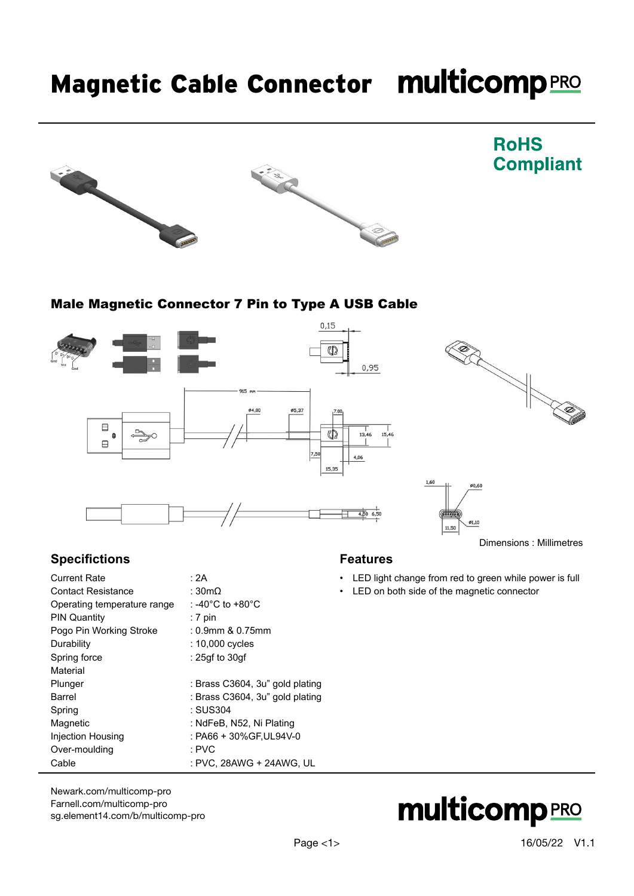# Magnetic Cable Connector

multicomp PRO

**RoHS Compliant**

## Male Magnetic Connector 7 Pin to Type A USB Cable

Dimensions : Millimetres

## Specifications

| | |
|---|---|
| Current Rate | : 2A |
| Contact Resistance | : 30mΩ |
| Operating temperature range | : -40°C to +80°C |
| PIN Quantity | : 7 pin |
| Pogo Pin Working Stroke | : 0.9mm & 0.75mm |
| Durability | : 10,000 cycles |
| Spring force | : 25gf to 30gf |
| Material | |
| Plunger | : Brass C3604, 3u" gold plating |
| Barrel | : Brass C3604, 3u" gold plating |
| Spring | : SUS304 |
| Magnetic | : NdFeB, N52, Ni Plating |
| Injection Housing | : PA66 + 30%GF,UL94V-0 |
| Over-moulding | : PVC |
| Cable | : PVC, 28AWG + 24AWG, UL |

## Features

- LED light change from red to green while power is full
- LED on both side of the magnetic connector

Newark.com/multicomp-pro
Farnell.com/multicomp-pro
sg.element14.com/b/multicomp-pro

16/05/22 V1.1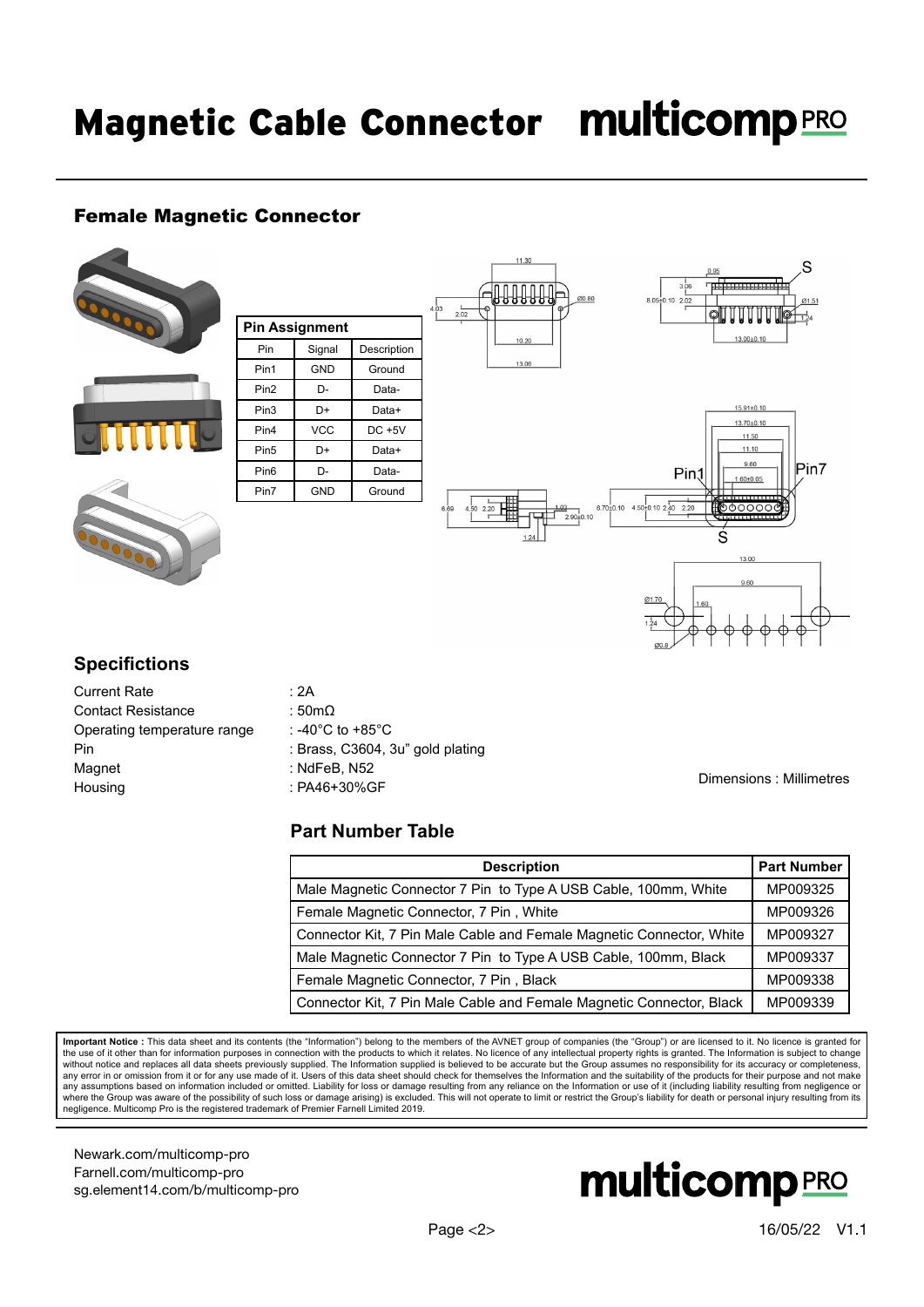# Magnetic Cable Connector

## Female Magnetic Connector

| Pin Assignment | | |
|---|---|---|
| Pin | Signal | Description |
| Pin1 | GND | Ground |
| Pin2 | D- | Data- |
| Pin3 | D+ | Data+ |
| Pin4 | VCC | DC +5V |
| Pin5 | D+ | Data+ |
| Pin6 | D- | Data- |
| Pin7 | GND | Ground |

## Specifications

| | |
|---|---|
| Current Rate | : 2A |
| Contact Resistance | : 50mΩ |
| Operating temperature range | : -40°C to +85°C |
| Pin | : Brass, C3604, 3u" gold plating |
| Magnet | : NdFeB, N52 |
| Housing | : PA46+30%GF |

Dimensions : Millimetres

## Part Number Table

| Description | Part Number |
|---|---|
| Male Magnetic Connector 7 Pin to Type A USB Cable, 100mm, White | MP009325 |
| Female Magnetic Connector, 7 Pin , White | MP009326 |
| Connector Kit, 7 Pin Male Cable and Female Magnetic Connector, White | MP009327 |
| Male Magnetic Connector 7 Pin to Type A USB Cable, 100mm, Black | MP009337 |
| Female Magnetic Connector, 7 Pin , Black | MP009338 |
| Connector Kit, 7 Pin Male Cable and Female Magnetic Connector, Black | MP009339 |

**Important Notice :** This data sheet and its contents (the "Information") belong to the members of the AVNET group of companies (the "Group") or are licensed to it. No licence is granted for the use of it other than for information purposes in connection with the products to which it relates. No licence of any intellectual property rights is granted. The Information is subject to change without notice and replaces all data sheets previously supplied. The Information supplied is believed to be accurate but the Group assumes no responsibility for its accuracy or completeness, any error in or omission from it or for any use made of it. Users of this data sheet should check for themselves the Information and the suitability of the products for their purpose and not make any assumptions based on information included or omitted. Liability for loss or damage resulting from any reliance on the Information or use of it (including liability resulting from negligence or where the Group was aware of the possibility of such loss or damage arising) is excluded. This will not operate to limit or restrict the Group's liability for death or personal injury resulting from its negligence. Multicomp Pro is the registered trademark of Premier Farnell Limited 2019.

Newark.com/multicomp-pro
Farnell.com/multicomp-pro
sg.element14.com/b/multicomp-pro

16/05/22 V1.1